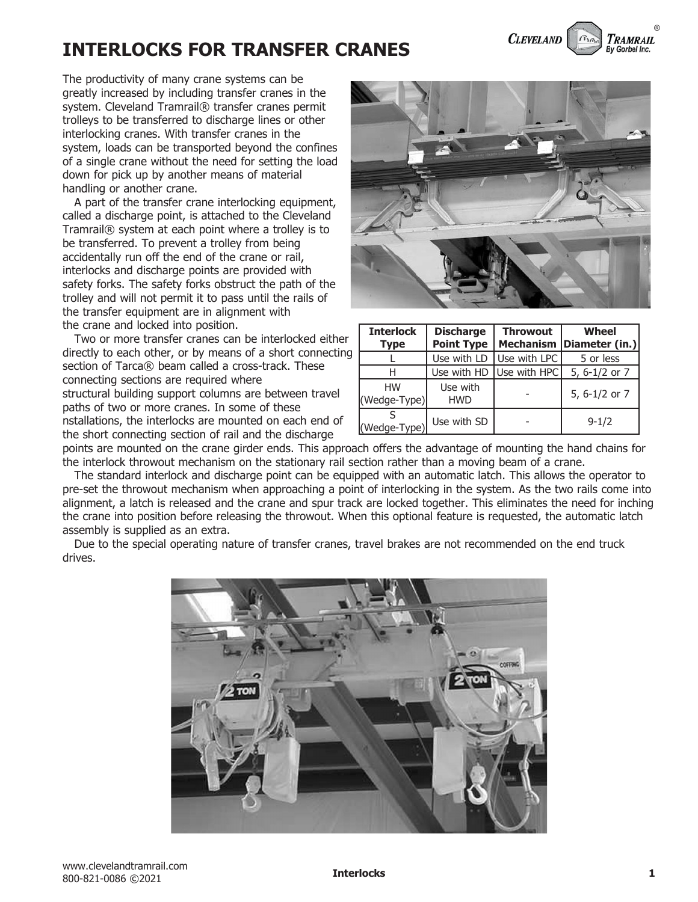# INTERLOCKS FOR TRANSFER CRANES

The productivity of many crane systems can be greatly increased by including transfer cranes in the system. Cleveland Tramrail® transfer cranes permit trolleys to be transferred to discharge lines or other interlocking cranes. With transfer cranes in the system, loads can be transported beyond the confines of a single crane without the need for setting the load down for pick up by another means of material handling or another crane.

A part of the transfer crane interlocking equipment, called a discharge point, is attached to the Cleveland Tramrail® system at each point where a trolley is to be transferred. To prevent a trolley from being accidentally run off the end of the crane or rail, interlocks and discharge points are provided with safety forks. The safety forks obstruct the path of the trolley and will not permit it to pass until the rails of the transfer equipment are in alignment with the crane and locked into position.

Two or more transfer cranes can be interlocked either directly to each other, or by means of a short connecting section of Tarca® beam called a cross-track. These connecting sections are required where structural building support columns are between travel paths of two or more cranes. In some of these nstallations, the interlocks are mounted on each end of the short connecting section of rail and the discharge points are mounted on the crane girder ends. This approach offers the advantage of mounting the hand chains for the interlock throwout mechanism on the stationary rail section rather than a moving beam of a crane.

| Interlock Type | Discharge Point Type | Throwout Mechanism | Wheel Diameter (in.) |
|---|---|---|---|
| L | Use with LD | Use with LPC | 5 or less |
| H | Use with HD | Use with HPC | 5, 6-1/2 or 7 |
| HW (Wedge-Type) | Use with HWD | - | 5, 6-1/2 or 7 |
| S (Wedge-Type) | Use with SD | - | 9-1/2 |

The standard interlock and discharge point can be equipped with an automatic latch. This allows the operator to pre-set the throwout mechanism when approaching a point of interlocking in the system. As the two rails come into alignment, a latch is released and the crane and spur track are locked together. This eliminates the need for inching the crane into position before releasing the throwout. When this optional feature is requested, the automatic latch assembly is supplied as an extra.

Due to the special operating nature of transfer cranes, travel brakes are not recommended on the end truck drives.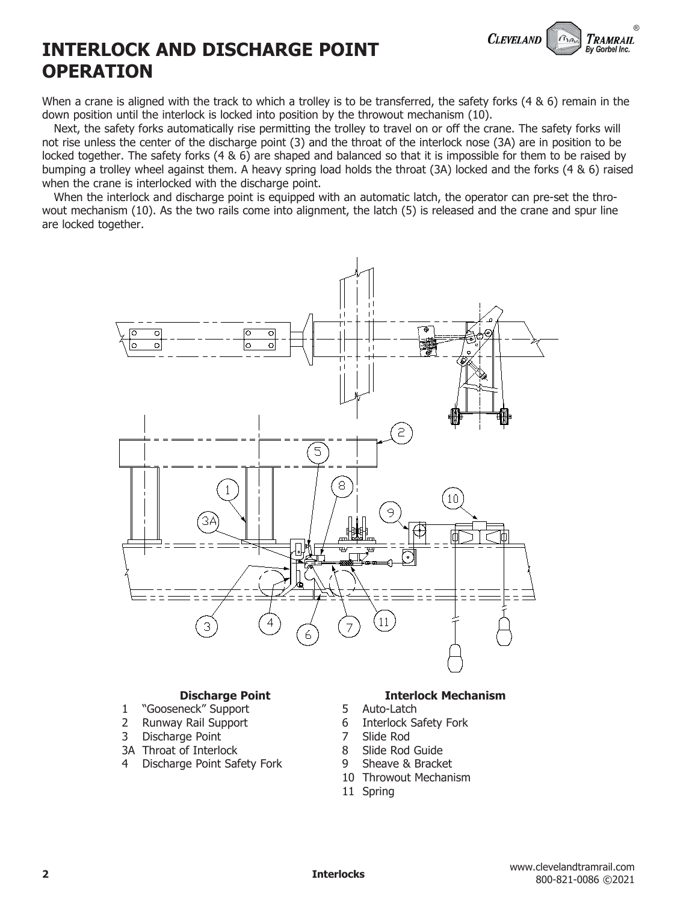# INTERLOCK AND DISCHARGE POINT OPERATION

When a crane is aligned with the track to which a trolley is to be transferred, the safety forks (4 & 6) remain in the down position until the interlock is locked into position by the throwout mechanism (10).

Next, the safety forks automatically rise permitting the trolley to travel on or off the crane. The safety forks will not rise unless the center of the discharge point (3) and the throat of the interlock nose (3A) are in position to be locked together. The safety forks (4 & 6) are shaped and balanced so that it is impossible for them to be raised by bumping a trolley wheel against them. A heavy spring load holds the throat (3A) locked and the forks (4 & 6) raised when the crane is interlocked with the discharge point.

When the interlock and discharge point is equipped with an automatic latch, the operator can pre-set the throwout mechanism (10). As the two rails come into alignment, the latch (5) is released and the crane and spur line are locked together.

**Discharge Point**

1 "Gooseneck" Support
2 Runway Rail Support
3 Discharge Point
3A Throat of Interlock
4 Discharge Point Safety Fork

**Interlock Mechanism**

5 Auto-Latch
6 Interlock Safety Fork
7 Slide Rod
8 Slide Rod Guide
9 Sheave & Bracket
10 Throwout Mechanism
11 Spring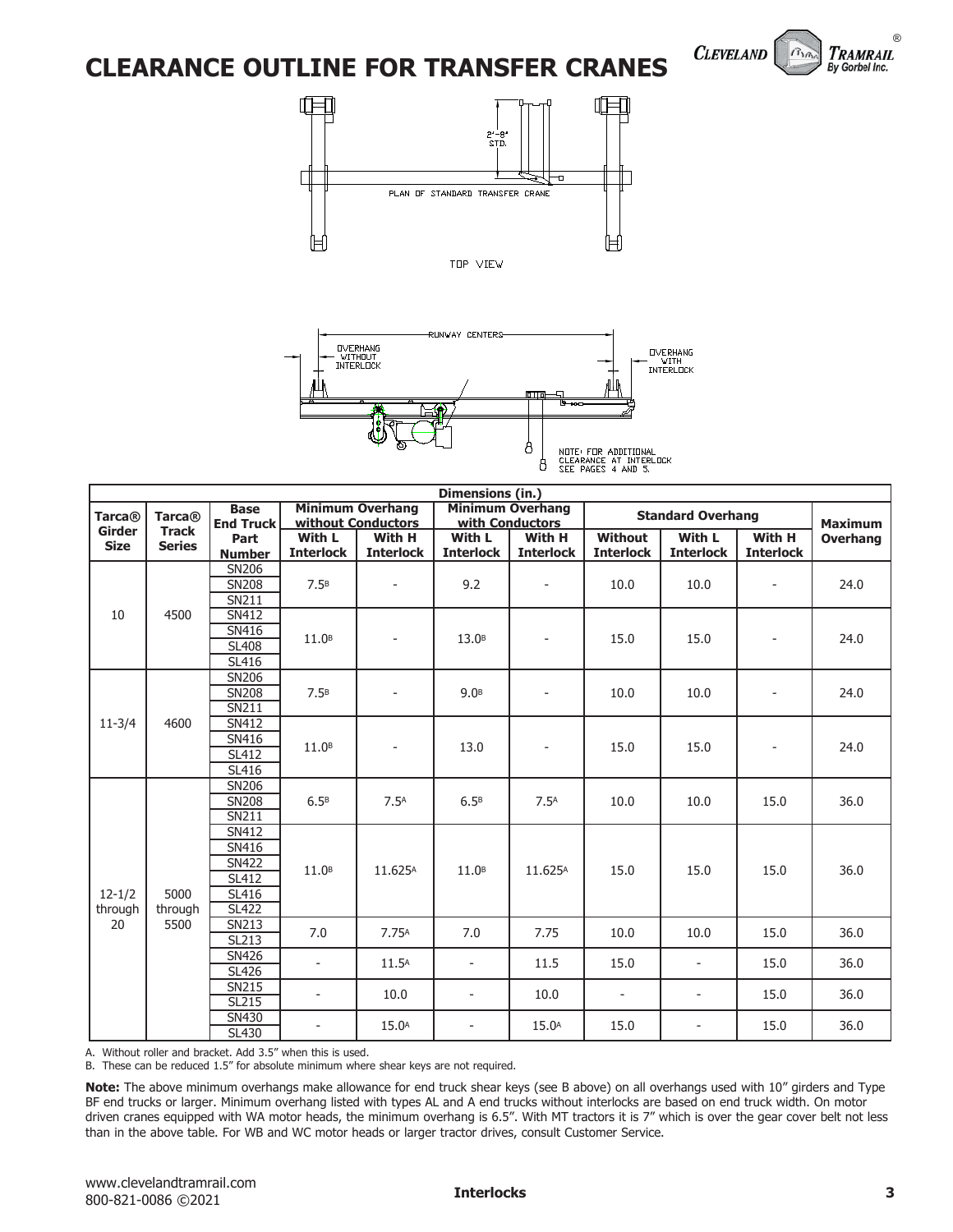# CLEARANCE OUTLINE FOR TRANSFER CRANES

PLAN OF STANDARD TRANSFER CRANE

2'-8" STD.

TOP VIEW

RUNWAY CENTERS

OVERHANG WITHOUT INTERLOCK

OVERHANG WITH INTERLOCK

NOTE: FOR ADDITIONAL CLEARANCE AT INTERLOCK SEE PAGES 4 AND 5.

**Dimensions (in.)**

| Tarca® Girder Size | Tarca® Track Series | Base End Truck Part Number | Minimum Overhang without Conductors | | Minimum Overhang with Conductors | | Standard Overhang | | | Maximum Overhang |
|---|---|---|---|---|---|---|---|---|---|---|
| | | | With L Interlock | With H Interlock | With L Interlock | With H Interlock | Without Interlock | With L Interlock | With H Interlock | |
| 10 | 4500 | SN206, SN208, SN211 | 7.5[B] | - | 9.2 | - | 10.0 | 10.0 | - | 24.0 |
| | | SN412, SN416, SL408, SL416 | 11.0[B] | - | 13.0[B] | - | 15.0 | 15.0 | - | 24.0 |
| 11-3/4 | 4600 | SN206, SN208, SN211 | 7.5[B] | - | 9.0[B] | - | 10.0 | 10.0 | - | 24.0 |
| | | SN412, SN416, SL412, SL416 | 11.0[B] | - | 13.0 | - | 15.0 | 15.0 | - | 24.0 |
| 12-1/2 through 20 | 5000 through 5500 | SN206, SN208, SN211 | 6.5[B] | 7.5[A] | 6.5[B] | 7.5[A] | 10.0 | 10.0 | 15.0 | 36.0 |
| | | SN412, SN416, SN422, SL412, SL416, SL422 | 11.0[B] | 11.625[A] | 11.0[B] | 11.625[A] | 15.0 | 15.0 | 15.0 | 36.0 |
| | | SN213, SL213 | 7.0 | 7.75[A] | 7.0 | 7.75 | 10.0 | 10.0 | 15.0 | 36.0 |
| | | SN426, SL426 | - | 11.5[A] | - | 11.5 | 15.0 | - | 15.0 | 36.0 |
| | | SN215, SL215 | - | 10.0 | - | 10.0 | - | - | 15.0 | 36.0 |
| | | SN430, SL430 | - | 15.0[A] | - | 15.0[A] | 15.0 | - | 15.0 | 36.0 |

A. Without roller and bracket. Add 3.5" when this is used.

B. These can be reduced 1.5" for absolute minimum where shear keys are not required.

**Note:** The above minimum overhangs make allowance for end truck shear keys (see B above) on all overhangs used with 10" girders and Type BF end trucks or larger. Minimum overhang listed with types AL and A end trucks without interlocks are based on end truck width. On motor driven cranes equipped with WA motor heads, the minimum overhang is 6.5". With MT tractors it is 7" which is over the gear cover belt not less than in the above table. For WB and WC motor heads or larger tractor drives, consult Customer Service.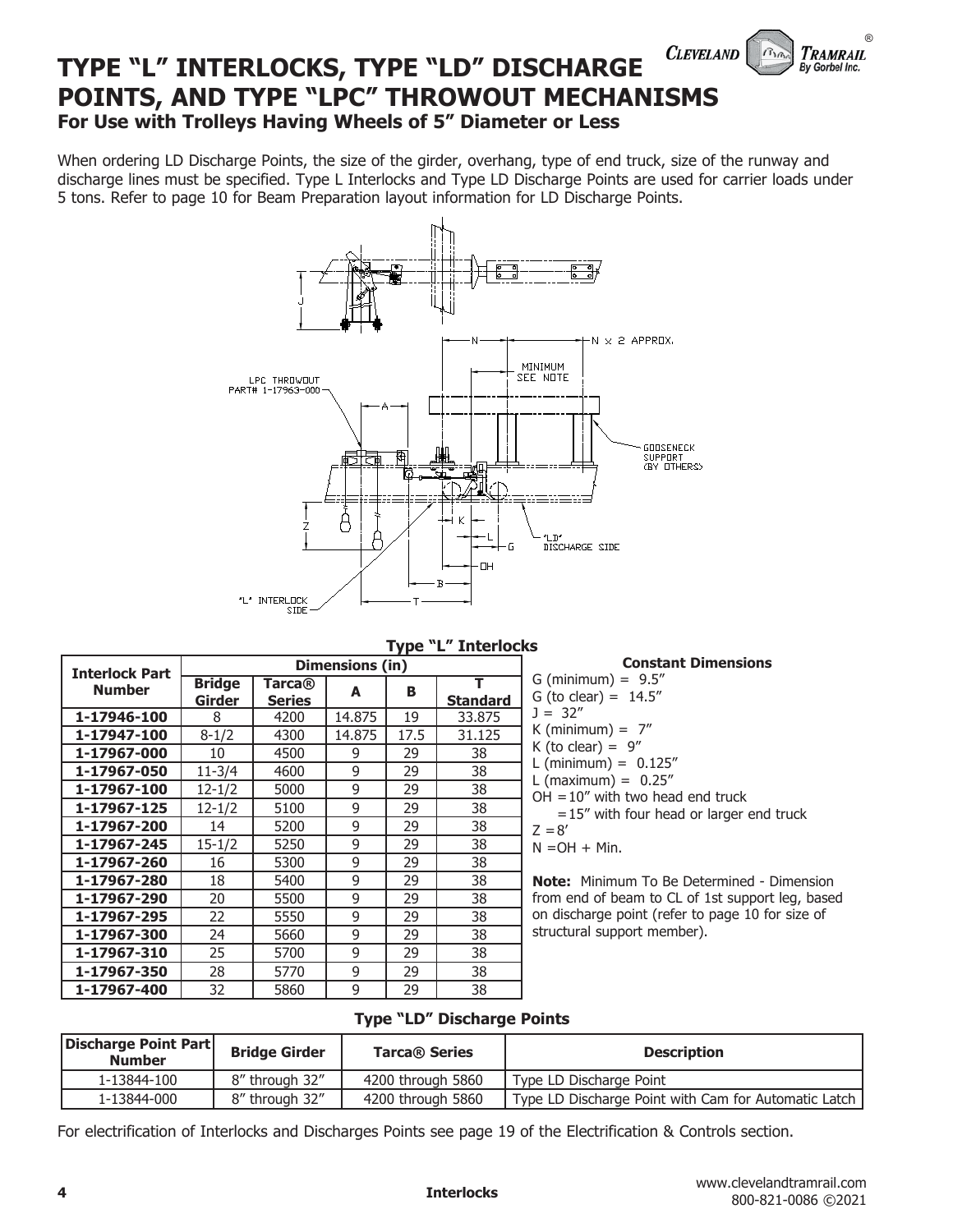# TYPE "L" INTERLOCKS, TYPE "LD" DISCHARGE POINTS, AND TYPE "LPC" THROWOUT MECHANISMS

### For Use with Trolleys Having Wheels of 5" Diameter or Less

When ordering LD Discharge Points, the size of the girder, overhang, type of end truck, size of the runway and discharge lines must be specified. Type L Interlocks and Type LD Discharge Points are used for carrier loads under 5 tons. Refer to page 10 for Beam Preparation layout information for LD Discharge Points.

### Type "L" Interlocks

| Interlock Part Number | Dimensions (in) | | | | |
|---|---|---|---|---|---|
| | Bridge Girder | Tarca® Series | A | B | T Standard |
| 1-17946-100 | 8 | 4200 | 14.875 | 19 | 33.875 |
| 1-17947-100 | 8-1/2 | 4300 | 14.875 | 17.5 | 31.125 |
| 1-17967-000 | 10 | 4500 | 9 | 29 | 38 |
| 1-17967-050 | 11-3/4 | 4600 | 9 | 29 | 38 |
| 1-17967-100 | 12-1/2 | 5000 | 9 | 29 | 38 |
| 1-17967-125 | 12-1/2 | 5100 | 9 | 29 | 38 |
| 1-17967-200 | 14 | 5200 | 9 | 29 | 38 |
| 1-17967-245 | 15-1/2 | 5250 | 9 | 29 | 38 |
| 1-17967-260 | 16 | 5300 | 9 | 29 | 38 |
| 1-17967-280 | 18 | 5400 | 9 | 29 | 38 |
| 1-17967-290 | 20 | 5500 | 9 | 29 | 38 |
| 1-17967-295 | 22 | 5550 | 9 | 29 | 38 |
| 1-17967-300 | 24 | 5660 | 9 | 29 | 38 |
| 1-17967-310 | 25 | 5700 | 9 | 29 | 38 |
| 1-17967-350 | 28 | 5770 | 9 | 29 | 38 |
| 1-17967-400 | 32 | 5860 | 9 | 29 | 38 |

**Constant Dimensions**

G (minimum) = 9.5"
G (to clear) = 14.5"
J = 32"
K (minimum) = 7"
K (to clear) = 9"
L (minimum) = 0.125"
L (maximum) = 0.25"
OH = 10" with two head end truck
= 15" with four head or larger end truck
Z = 8'
N = OH + Min.

**Note:** Minimum To Be Determined - Dimension from end of beam to CL of 1st support leg, based on discharge point (refer to page 10 for size of structural support member).

### Type "LD" Discharge Points

| Discharge Point Part Number | Bridge Girder | Tarca® Series | Description |
|---|---|---|---|
| 1-13844-100 | 8" through 32" | 4200 through 5860 | Type LD Discharge Point |
| 1-13844-000 | 8" through 32" | 4200 through 5860 | Type LD Discharge Point with Cam for Automatic Latch |

For electrification of Interlocks and Discharges Points see page 19 of the Electrification & Controls section.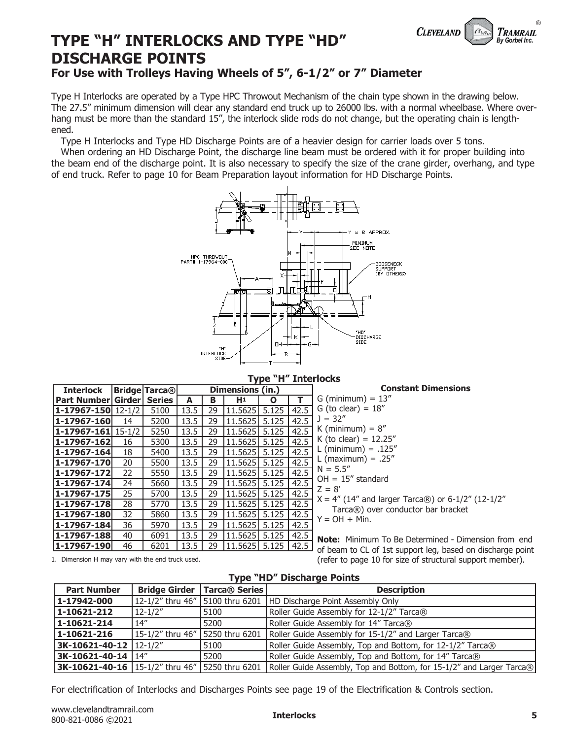# TYPE "H" INTERLOCKS AND TYPE "HD" DISCHARGE POINTS

## For Use with Trolleys Having Wheels of 5", 6-1/2" or 7" Diameter

Type H Interlocks are operated by a Type HPC Throwout Mechanism of the chain type shown in the drawing below. The 27.5" minimum dimension will clear any standard end truck up to 26000 lbs. with a normal wheelbase. Where overhang must be more than the standard 15", the interlock slide rods do not change, but the operating chain is lengthened.

Type H Interlocks and Type HD Discharge Points are of a heavier design for carrier loads over 5 tons.

When ordering an HD Discharge Point, the discharge line beam must be ordered with it for proper building into the beam end of the discharge point. It is also necessary to specify the size of the crane girder, overhang, and type of end truck. Refer to page 10 for Beam Preparation layout information for HD Discharge Points.

### Type "H" Interlocks

| Interlock Part Number | Bridge Girder | Tarca® Series | Dimensions (in.) | | | | |
|---|---|---|---|---|---|---|---|
| | | | A | B | H[1] | O | T |
| **1-17967-150** | 12-1/2 | 5100 | 13.5 | 29 | 11.5625 | 5.125 | 42.5 |
| **1-17967-160** | 14 | 5200 | 13.5 | 29 | 11.5625 | 5.125 | 42.5 |
| **1-17967-161** | 15-1/2 | 5250 | 13.5 | 29 | 11.5625 | 5.125 | 42.5 |
| **1-17967-162** | 16 | 5300 | 13.5 | 29 | 11.5625 | 5.125 | 42.5 |
| **1-17967-164** | 18 | 5400 | 13.5 | 29 | 11.5625 | 5.125 | 42.5 |
| **1-17967-170** | 20 | 5500 | 13.5 | 29 | 11.5625 | 5.125 | 42.5 |
| **1-17967-172** | 22 | 5550 | 13.5 | 29 | 11.5625 | 5.125 | 42.5 |
| **1-17967-174** | 24 | 5660 | 13.5 | 29 | 11.5625 | 5.125 | 42.5 |
| **1-17967-175** | 25 | 5700 | 13.5 | 29 | 11.5625 | 5.125 | 42.5 |
| **1-17967-178** | 28 | 5770 | 13.5 | 29 | 11.5625 | 5.125 | 42.5 |
| **1-17967-180** | 32 | 5860 | 13.5 | 29 | 11.5625 | 5.125 | 42.5 |
| **1-17967-184** | 36 | 5970 | 13.5 | 29 | 11.5625 | 5.125 | 42.5 |
| **1-17967-188** | 40 | 6091 | 13.5 | 29 | 11.5625 | 5.125 | 42.5 |
| **1-17967-190** | 46 | 6201 | 13.5 | 29 | 11.5625 | 5.125 | 42.5 |

1. Dimension H may vary with the end truck used.

**Constant Dimensions**

G (minimum) = 13"
G (to clear) = 18"
J = 32"
K (minimum) = 8"
K (to clear) = 12.25"
L (minimum) = .125"
L (maximum) = .25"
N = 5.5"
OH = 15" standard
Z = 8'
X = 4" (14" and larger Tarca®) or 6-1/2" (12-1/2" Tarca®) over conductor bar bracket
Y = OH + Min.

**Note:** Minimum To Be Determined - Dimension from end of beam to CL of 1st support leg, based on discharge point (refer to page 10 for size of structural support member).

### Type "HD" Discharge Points

| Part Number | Bridge Girder | Tarca® Series | Description |
|---|---|---|---|
| **1-17942-000** | 12-1/2" thru 46" | 5100 thru 6201 | HD Discharge Point Assembly Only |
| **1-10621-212** | 12-1/2" | 5100 | Roller Guide Assembly for 12-1/2" Tarca® |
| **1-10621-214** | 14" | 5200 | Roller Guide Assembly for 14" Tarca® |
| **1-10621-216** | 15-1/2" thru 46" | 5250 thru 6201 | Roller Guide Assembly for 15-1/2" and Larger Tarca® |
| **3K-10621-40-12** | 12-1/2" | 5100 | Roller Guide Assembly, Top and Bottom, for 12-1/2" Tarca® |
| **3K-10621-40-14** | 14" | 5200 | Roller Guide Assembly, Top and Bottom, for 14" Tarca® |
| **3K-10621-40-16** | 15-1/2" thru 46" | 5250 thru 6201 | Roller Guide Assembly, Top and Bottom, for 15-1/2" and Larger Tarca® |

For electrification of Interlocks and Discharges Points see page 19 of the Electrification & Controls section.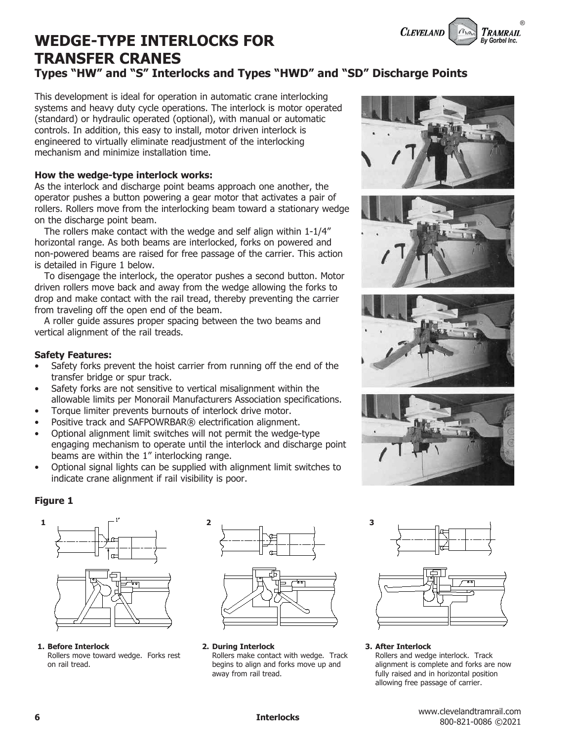# WEDGE-TYPE INTERLOCKS FOR TRANSFER CRANES

## Types "HW" and "S" Interlocks and Types "HWD" and "SD" Discharge Points

This development is ideal for operation in automatic crane interlocking systems and heavy duty cycle operations. The interlock is motor operated (standard) or hydraulic operated (optional), with manual or automatic controls. In addition, this easy to install, motor driven interlock is engineered to virtually eliminate readjustment of the interlocking mechanism and minimize installation time.

**How the wedge-type interlock works:**

As the interlock and discharge point beams approach one another, the operator pushes a button powering a gear motor that activates a pair of rollers. Rollers move from the interlocking beam toward a stationary wedge on the discharge point beam.

The rollers make contact with the wedge and self align within 1-1/4" horizontal range. As both beams are interlocked, forks on powered and non-powered beams are raised for free passage of the carrier. This action is detailed in Figure 1 below.

To disengage the interlock, the operator pushes a second button. Motor driven rollers move back and away from the wedge allowing the forks to drop and make contact with the rail tread, thereby preventing the carrier from traveling off the open end of the beam.

A roller guide assures proper spacing between the two beams and vertical alignment of the rail treads.

**Safety Features:**

- Safety forks prevent the hoist carrier from running off the end of the transfer bridge or spur track.
- Safety forks are not sensitive to vertical misalignment within the allowable limits per Monorail Manufacturers Association specifications.
- Torque limiter prevents burnouts of interlock drive motor.
- Positive track and SAFPOWRBAR® electrification alignment.
- Optional alignment limit switches will not permit the wedge-type engaging mechanism to operate until the interlock and discharge point beams are within the 1" interlocking range.
- Optional signal lights can be supplied with alignment limit switches to indicate crane alignment if rail visibility is poor.

**Figure 1**

**1. Before Interlock**
Rollers move toward wedge. Forks rest on rail tread.

**2. During Interlock**
Rollers make contact with wedge. Track begins to align and forks move up and away from rail tread.

**3. After Interlock**
Rollers and wedge interlock. Track alignment is complete and forks are now fully raised and in horizontal position allowing free passage of carrier.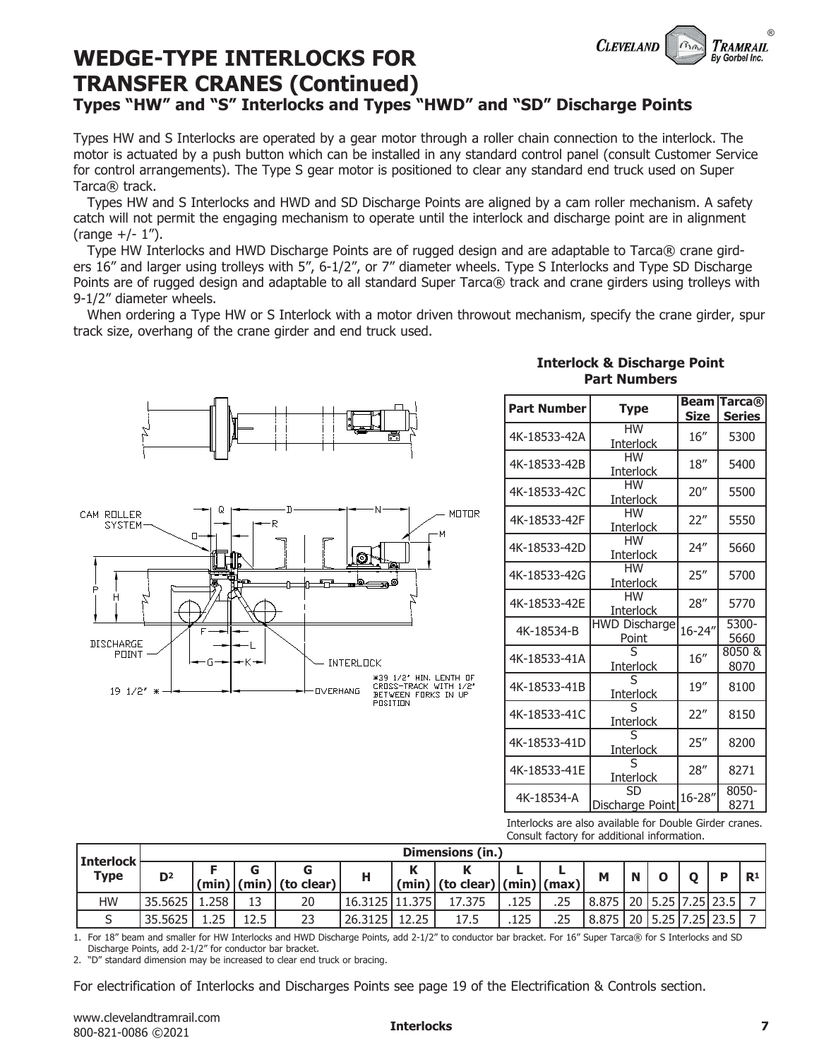# WEDGE-TYPE INTERLOCKS FOR TRANSFER CRANES (Continued)

## Types "HW" and "S" Interlocks and Types "HWD" and "SD" Discharge Points

Types HW and S Interlocks are operated by a gear motor through a roller chain connection to the interlock. The motor is actuated by a push button which can be installed in any standard control panel (consult Customer Service for control arrangements). The Type S gear motor is positioned to clear any standard end truck used on Super Tarca® track.

Types HW and S Interlocks and HWD and SD Discharge Points are aligned by a cam roller mechanism. A safety catch will not permit the engaging mechanism to operate until the interlock and discharge point are in alignment (range +/- 1").

Type HW Interlocks and HWD Discharge Points are of rugged design and are adaptable to Tarca® crane girders 16" and larger using trolleys with 5", 6-1/2", or 7" diameter wheels. Type S Interlocks and Type SD Discharge Points are of rugged design and adaptable to all standard Super Tarca® track and crane girders using trolleys with 9-1/2" diameter wheels.

When ordering a Type HW or S Interlock with a motor driven throwout mechanism, specify the crane girder, spur track size, overhang of the crane girder and end truck used.

CAM ROLLER SYSTEM, MOTOR, DISCHARGE POINT, INTERLOCK, OVERHANG, 19 1/2" *

*39 1/2" MIN. LENTH OF CROSS-TRACK WITH 1/2" BETWEEN FORKS IN UP POSITION

**Interlock & Discharge Point Part Numbers**

| Part Number | Type | Beam Size | Tarca® Series |
|---|---|---|---|
| 4K-18533-42A | HW Interlock | 16" | 5300 |
| 4K-18533-42B | HW Interlock | 18" | 5400 |
| 4K-18533-42C | HW Interlock | 20" | 5500 |
| 4K-18533-42F | HW Interlock | 22" | 5550 |
| 4K-18533-42D | HW Interlock | 24" | 5660 |
| 4K-18533-42G | HW Interlock | 25" | 5700 |
| 4K-18533-42E | HW Interlock | 28" | 5770 |
| 4K-18534-B | HWD Discharge Point | 16-24" | 5300-5660 |
| 4K-18533-41A | S Interlock | 16" | 8050 & 8070 |
| 4K-18533-41B | S Interlock | 19" | 8100 |
| 4K-18533-41C | S Interlock | 22" | 8150 |
| 4K-18533-41D | S Interlock | 25" | 8200 |
| 4K-18533-41E | S Interlock | 28" | 8271 |
| 4K-18534-A | SD Discharge Point | 16-28" | 8050-8271 |

Interlocks are also available for Double Girder cranes. Consult factory for additional information.

| Interlock Type | Dimensions (in.) | | | | | | | | | | | | | | |
|---|---|---|---|---|---|---|---|---|---|---|---|---|---|---|---|
| | D[2] | F (min) | G (min) | G (to clear) | H | K (min) | K (to clear) | L (min) | L (max) | M | N | O | Q | P | R[1] |
| HW | 35.5625 | 1.258 | 13 | 20 | 16.3125 | 11.375 | 17.375 | .125 | .25 | 8.875 | 20 | 5.25 | 7.25 | 23.5 | 7 |
| S | 35.5625 | 1.25 | 12.5 | 23 | 26.3125 | 12.25 | 17.5 | .125 | .25 | 8.875 | 20 | 5.25 | 7.25 | 23.5 | 7 |

1. For 18" beam and smaller for HW Interlocks and HWD Discharge Points, add 2-1/2" to conductor bar bracket. For 16" Super Tarca® for S Interlocks and SD Discharge Points, add 2-1/2" for conductor bar bracket.
2. "D" standard dimension may be increased to clear end truck or bracing.

For electrification of Interlocks and Discharges Points see page 19 of the Electrification & Controls section.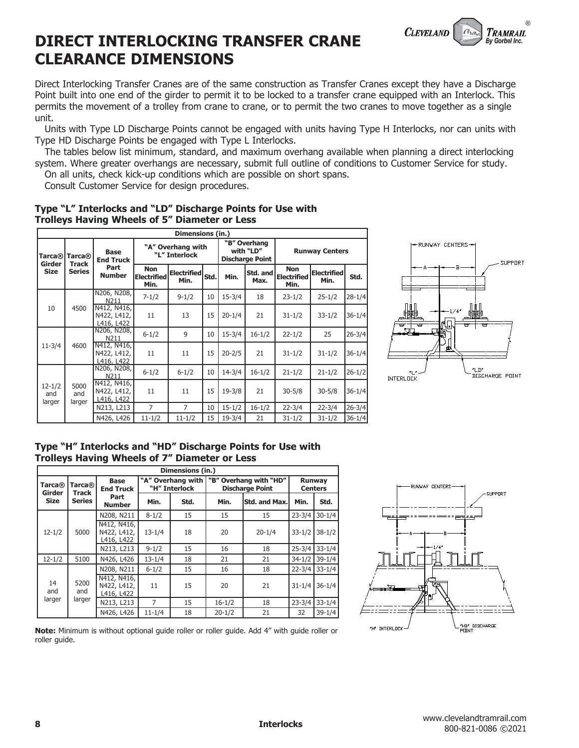# DIRECT INTERLOCKING TRANSFER CRANE CLEARANCE DIMENSIONS

Direct Interlocking Transfer Cranes are of the same construction as Transfer Cranes except they have a Discharge Point built into one end of the girder to permit it to be locked to a transfer crane equipped with an Interlock. This permits the movement of a trolley from crane to crane, or to permit the two cranes to move together as a single unit.

Units with Type LD Discharge Points cannot be engaged with units having Type H Interlocks, nor can units with Type HD Discharge Points be engaged with Type L Interlocks.

The tables below list minimum, standard, and maximum overhang available when planning a direct interlocking system. Where greater overhangs are necessary, submit full outline of conditions to Customer Service for study.

On all units, check kick-up conditions which are possible on short spans.

Consult Customer Service for design procedures.

### Type "L" Interlocks and "LD" Discharge Points for Use with Trolleys Having Wheels of 5" Diameter or Less

| Dimensions (in.) | | | | | | | | | | |
|---|---|---|---|---|---|---|---|---|---|---|
| Tarca® Girder Size | Tarca® Track Series | Base End Truck Part Number | "A" Overhang with "L" Interlock | | | "B" Overhang with "LD" Discharge Point | | Runway Centers | | |
| | | | Non Electrified Min. | Electrified Min. | Std. | Min. | Std. and Max. | Non Electrified Min. | Electrified Min. | Std. |
| 10 | 4500 | N206, N208, N211 | 7-1/2 | 9-1/2 | 10 | 15-3/4 | 18 | 23-1/2 | 25-1/2 | 28-1/4 |
| | | N412, N416, N422, L412, L416, L422 | 11 | 13 | 15 | 20-1/4 | 21 | 31-1/2 | 33-1/2 | 36-1/4 |
| 11-3/4 | 4600 | N206, N208, N211 | 6-1/2 | 9 | 10 | 15-3/4 | 16-1/2 | 22-1/2 | 25 | 26-3/4 |
| | | N412, N416, N422, L412, L416, L422 | 11 | 11 | 15 | 20-2/5 | 21 | 31-1/2 | 31-1/2 | 36-1/4 |
| 12-1/2 and larger | 5000 and larger | N206, N208, N211 | 6-1/2 | 6-1/2 | 10 | 14-3/4 | 16-1/2 | 21-1/2 | 21-1/2 | 26-1/2 |
| | | N412, N416, N422, L412, L416, L422 | 11 | 11 | 15 | 19-3/8 | 21 | 30-5/8 | 30-5/8 | 36-1/4 |
| | | N213, L213 | 7 | 7 | 10 | 15-1/2 | 16-1/2 | 22-3/4 | 22-3/4 | 26-3/4 |
| | | N426, L426 | 11-1/2 | 11-1/2 | 15 | 19-3/4 | 21 | 31-1/2 | 31-1/2 | 36-1/4 |

### Type "H" Interlocks and "HD" Discharge Points for Use with Trolleys Having Wheels of 7" Diameter or Less

| Dimensions (in.) | | | | | | | | |
|---|---|---|---|---|---|---|---|---|
| Tarca® Girder Size | Tarca® Track Series | Base End Truck Part Number | "A" Overhang with "H" Interlock | | "B" Overhang with "HD" Discharge Point | | Runway Centers | |
| | | | Min. | Std. | Min. | Std. and Max. | Min. | Std. |
| 12-1/2 | 5000 | N208, N211 | 8-1/2 | 15 | 15 | 15 | 23-3/4 | 30-1/4 |
| | | N412, N416, N422, L412, L416, L422 | 13-1/4 | 18 | 20 | 20-1/4 | 33-1/2 | 38-1/2 |
| | | N213, L213 | 9-1/2 | 15 | 16 | 18 | 25-3/4 | 33-1/4 |
| 12-1/2 | 5100 | N426, L426 | 13-1/4 | 18 | 21 | 21 | 34-1/2 | 39-1/4 |
| 14 and larger | 5200 and larger | N208, N211 | 6-1/2 | 15 | 16 | 18 | 22-3/4 | 33-1/4 |
| | | N412, N416, N422, L412, L416, L422 | 11 | 15 | 20 | 21 | 31-1/4 | 36-1/4 |
| | | N213, L213 | 7 | 15 | 16-1/2 | 18 | 23-3/4 | 33-1/4 |
| | | N426, L426 | 11-1/4 | 18 | 20-1/2 | 21 | 32 | 39-1/4 |

**Note:** Minimum is without optional guide roller or roller guide. Add 4" with guide roller or roller guide.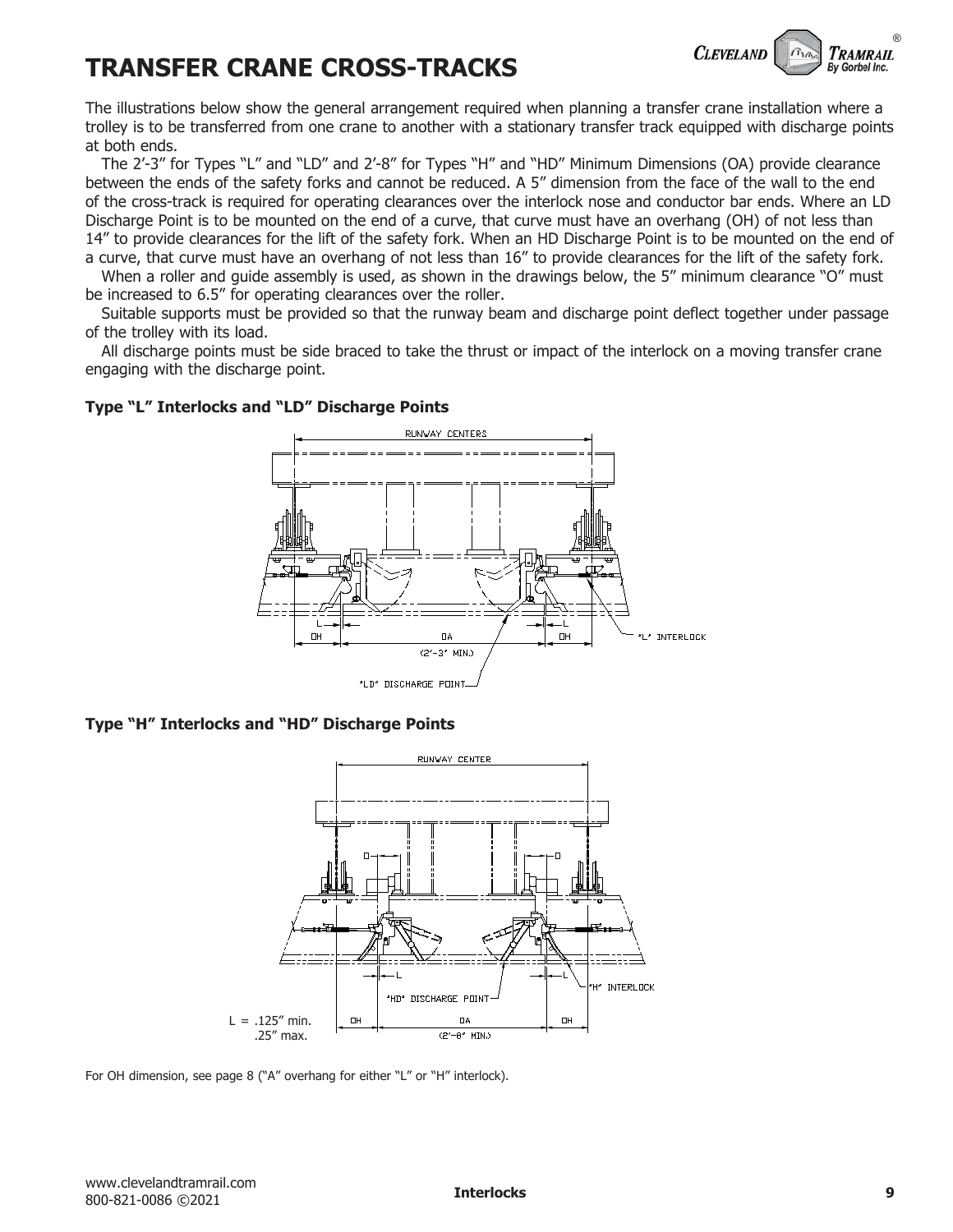# TRANSFER CRANE CROSS-TRACKS

The illustrations below show the general arrangement required when planning a transfer crane installation where a trolley is to be transferred from one crane to another with a stationary transfer track equipped with discharge points at both ends.

The 2′-3″ for Types “L” and “LD” and 2′-8″ for Types “H” and “HD” Minimum Dimensions (OA) provide clearance between the ends of the safety forks and cannot be reduced. A 5″ dimension from the face of the wall to the end of the cross-track is required for operating clearances over the interlock nose and conductor bar ends. Where an LD Discharge Point is to be mounted on the end of a curve, that curve must have an overhang (OH) of not less than 14″ to provide clearances for the lift of the safety fork. When an HD Discharge Point is to be mounted on the end of a curve, that curve must have an overhang of not less than 16″ to provide clearances for the lift of the safety fork.

When a roller and guide assembly is used, as shown in the drawings below, the 5″ minimum clearance “O” must be increased to 6.5″ for operating clearances over the roller.

Suitable supports must be provided so that the runway beam and discharge point deflect together under passage of the trolley with its load.

All discharge points must be side braced to take the thrust or impact of the interlock on a moving transfer crane engaging with the discharge point.

### Type “L” Interlocks and “LD” Discharge Points

RUNWAY CENTERS

L, OH, OA (2′-3″ MIN.), OH, “L” INTERLOCK, “LD” DISCHARGE POINT

### Type “H” Interlocks and “HD” Discharge Points

RUNWAY CENTER

O, L, “H” INTERLOCK, “HD” DISCHARGE POINT, OH, OA (2′-8″ MIN.), OH

L = .125″ min.
.25″ max.

For OH dimension, see page 8 (“A” overhang for either “L” or “H” interlock).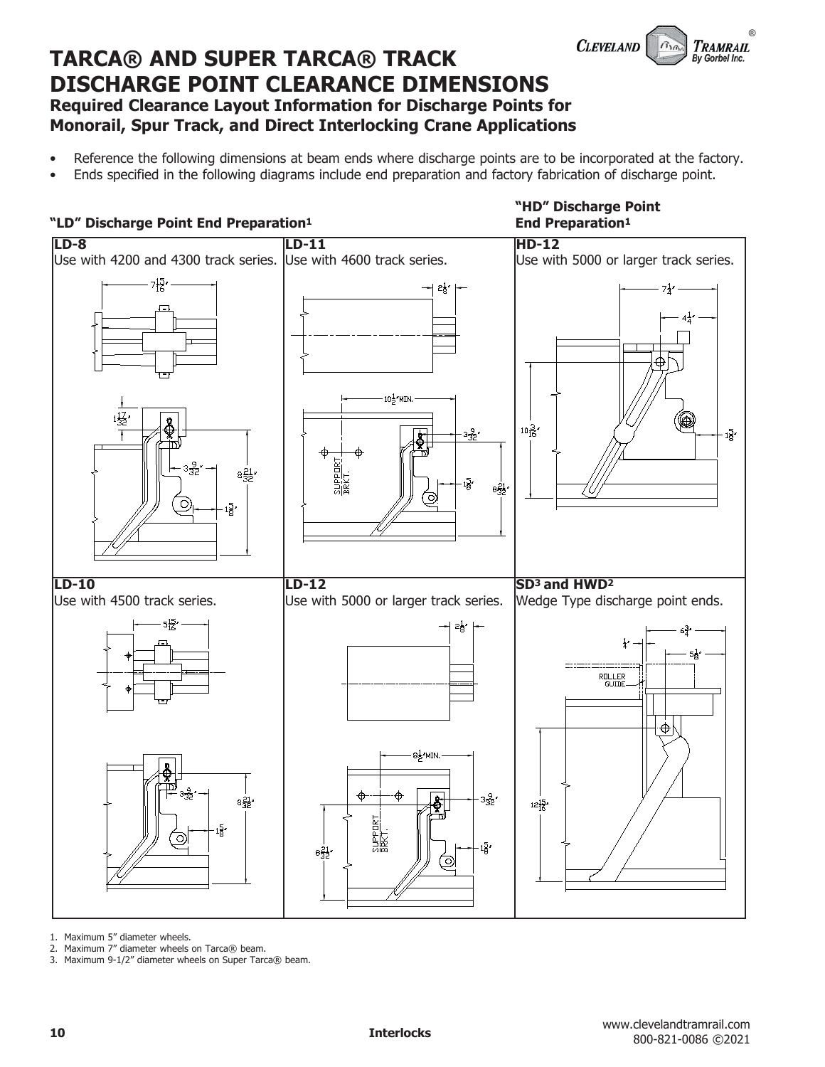# TARCA® AND SUPER TARCA® TRACK DISCHARGE POINT CLEARANCE DIMENSIONS

## Required Clearance Layout Information for Discharge Points for Monorail, Spur Track, and Direct Interlocking Crane Applications

- Reference the following dimensions at beam ends where discharge points are to be incorporated at the factory.
- Ends specified in the following diagrams include end preparation and factory fabrication of discharge point.

### "LD" Discharge Point End Preparation[1]

### "HD" Discharge Point End Preparation[1]

**LD-8**
Use with 4200 and 4300 track series.

7 15/16"
1 17/32"
3 9/32"
8 21/32"
1 5/8"

**LD-11**
Use with 4600 track series.

2 1/8"
10 1/2" MIN.
SUPPORT BRKT.
3 9/32"
1 5/8"
8 21/32"

**HD-12**
Use with 5000 or larger track series.

7 1/4"
4 1/4"
10 3/16"
1 5/8"

**LD-10**
Use with 4500 track series.

5 15/16"
3 9/32"
8 21/32"
1 5/8"

**LD-12**
Use with 5000 or larger track series.

2 1/8"
8 1/2" MIN.
SUPPORT BRKT.
3 9/32"
8 21/32"
1 5/8"

**SD[3] and HWD[2]**
Wedge Type discharge point ends.

6 3/4"
1/4"
5 1/8"
ROLLER GUIDE
12 15/16"

1. Maximum 5" diameter wheels.
2. Maximum 7" diameter wheels on Tarca® beam.
3. Maximum 9-1/2" diameter wheels on Super Tarca® beam.